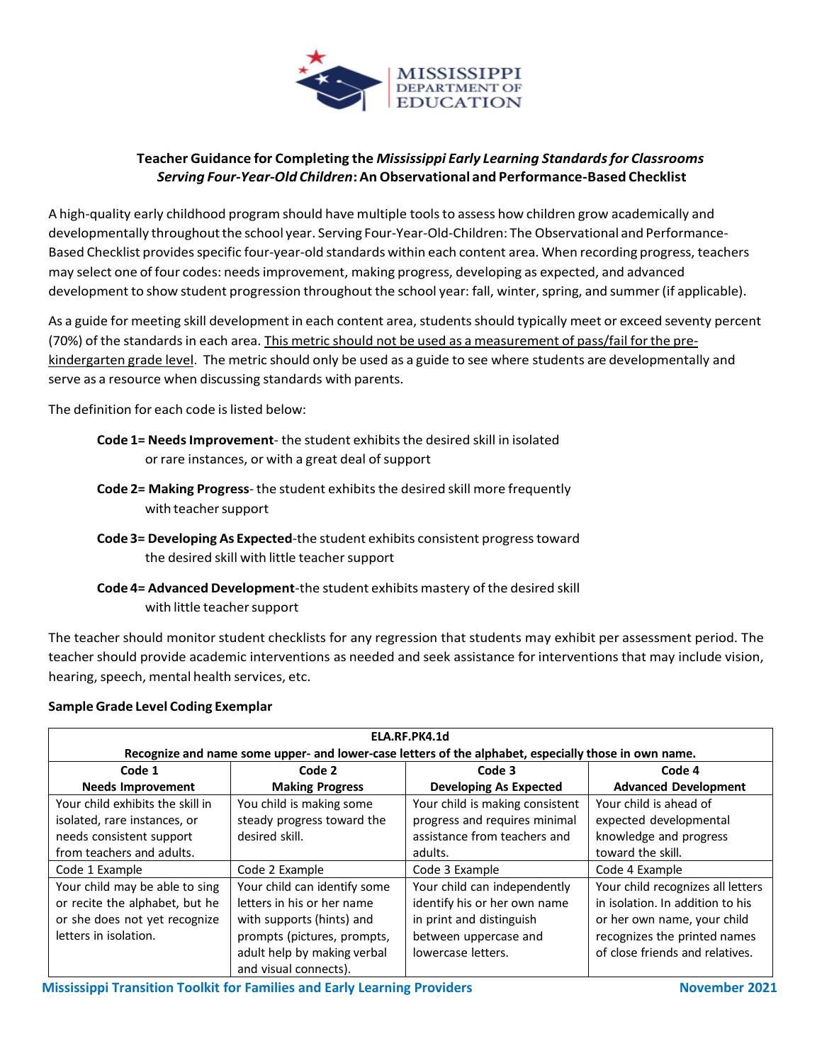**Teacher Guidance for Completing the *Mississippi Early Learning Standards for Classrooms Serving Four-Year-Old Children*: An Observational and Performance-Based Checklist**

A high-quality early childhood program should have multiple tools to assess how children grow academically and developmentally throughout the school year. Serving Four-Year-Old-Children: The Observational and Performance-Based Checklist provides specific four-year-old standards within each content area. When recording progress, teachers may select one of four codes: needs improvement, making progress, developing as expected, and advanced development to show student progression throughout the school year: fall, winter, spring, and summer (if applicable).

As a guide for meeting skill development in each content area, students should typically meet or exceed seventy percent (70%) of the standards in each area. <u>This metric should not be used as a measurement of pass/fail for the pre-kindergarten grade level</u>. The metric should only be used as a guide to see where students are developmentally and serve as a resource when discussing standards with parents.

The definition for each code is listed below:

- **Code 1= Needs Improvement**- the student exhibits the desired skill in isolated or rare instances, or with a great deal of support
- **Code 2= Making Progress**- the student exhibits the desired skill more frequently with teacher support
- **Code 3= Developing As Expected**-the student exhibits consistent progress toward the desired skill with little teacher support
- **Code 4= Advanced Development**-the student exhibits mastery of the desired skill with little teacher support

The teacher should monitor student checklists for any regression that students may exhibit per assessment period. The teacher should provide academic interventions as needed and seek assistance for interventions that may include vision, hearing, speech, mental health services, etc.

**Sample Grade Level Coding Exemplar**

| **ELA.RF.PK4.1d<br>Recognize and name some upper- and lower-case letters of the alphabet, especially those in own name.** | | | |
|---|---|---|---|
| **Code 1<br>Needs Improvement** | **Code 2<br>Making Progress** | **Code 3<br>Developing As Expected** | **Code 4<br>Advanced Development** |
| Your child exhibits the skill in isolated, rare instances, or needs consistent support from teachers and adults. | You child is making some steady progress toward the desired skill. | Your child is making consistent progress and requires minimal assistance from teachers and adults. | Your child is ahead of expected developmental knowledge and progress toward the skill. |
| Code 1 Example | Code 2 Example | Code 3 Example | Code 4 Example |
| Your child may be able to sing or recite the alphabet, but he or she does not yet recognize letters in isolation. | Your child can identify some letters in his or her name with supports (hints) and prompts (pictures, prompts, adult help by making verbal and visual connects). | Your child can independently identify his or her own name in print and distinguish between uppercase and lowercase letters. | Your child recognizes all letters in isolation. In addition to his or her own name, your child recognizes the printed names of close friends and relatives. |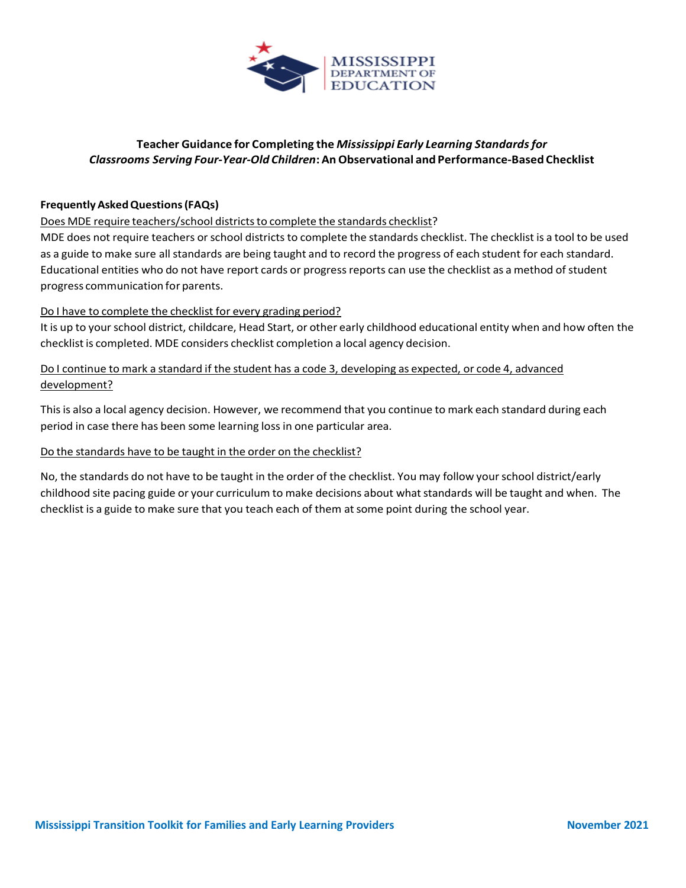**Teacher Guidance for Completing the *Mississippi Early Learning Standards for Classrooms Serving Four-Year-Old Children*: An Observational and Performance-Based Checklist**

**Frequently Asked Questions (FAQs)**

Does MDE require teachers/school districts to complete the standards checklist?

MDE does not require teachers or school districts to complete the standards checklist. The checklist is a tool to be used as a guide to make sure all standards are being taught and to record the progress of each student for each standard. Educational entities who do not have report cards or progress reports can use the checklist as a method of student progress communication for parents.

Do I have to complete the checklist for every grading period?

It is up to your school district, childcare, Head Start, or other early childhood educational entity when and how often the checklist is completed. MDE considers checklist completion a local agency decision.

Do I continue to mark a standard if the student has a code 3, developing as expected, or code 4, advanced development?

This is also a local agency decision. However, we recommend that you continue to mark each standard during each period in case there has been some learning loss in one particular area.

Do the standards have to be taught in the order on the checklist?

No, the standards do not have to be taught in the order of the checklist. You may follow your school district/early childhood site pacing guide or your curriculum to make decisions about what standards will be taught and when. The checklist is a guide to make sure that you teach each of them at some point during the school year.